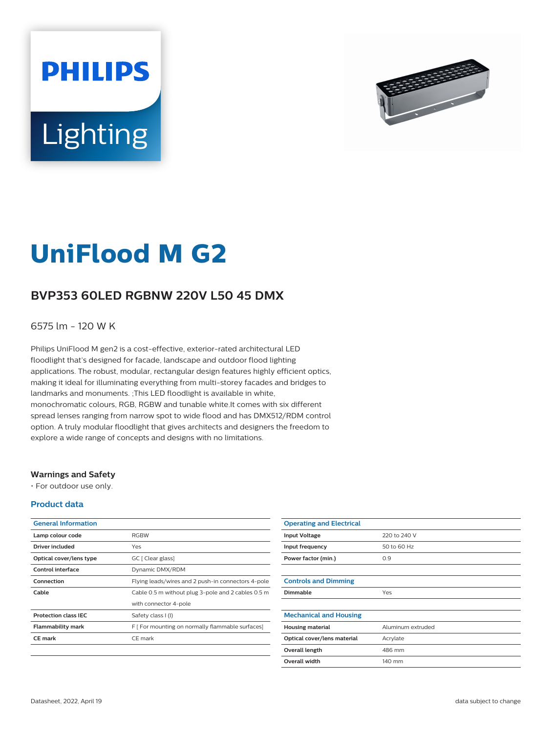# UniFlood M G2

## BVP353 60LED RGBNW 220V L50 45 DMX

6575 lm - 120 W K

Philips UniFlood M gen2 is a cost-effective, exterior-rated architectural LED floodlight that's designed for facade, landscape and outdoor flood lighting applications. The robust, modular, rectangular design features highly efficient optics, making it ideal for illuminating everything from multi-storey facades and bridges to landmarks and monuments. ;This LED floodlight is available in white, monochromatic colours, RGB, RGBW and tunable white.It comes with six different spread lenses ranging from narrow spot to wide flood and has DMX512/RDM control option. A truly modular floodlight that gives architects and designers the freedom to explore a wide range of concepts and designs with no limitations.

### Warnings and Safety

- For outdoor use only.

### Product data

| General Information | |
|---|---|
| Lamp colour code | RGBW |
| Driver included | Yes |
| Optical cover/lens type | GC [ Clear glass] |
| Control interface | Dynamic DMX/RDM |
| Connection | Flying leads/wires and 2 push-in connectors 4-pole |
| Cable | Cable 0.5 m without plug 3-pole and 2 cables 0.5 m with connector 4-pole |
| Protection class IEC | Safety class I (I) |
| Flammability mark | F [ For mounting on normally flammable surfaces] |
| CE mark | CE mark |

| Operating and Electrical | |
|---|---|
| Input Voltage | 220 to 240 V |
| Input frequency | 50 to 60 Hz |
| Power factor (min.) | 0.9 |

| Controls and Dimming | |
|---|---|
| Dimmable | Yes |

| Mechanical and Housing | |
|---|---|
| Housing material | Aluminum extruded |
| Optical cover/lens material | Acrylate |
| Overall length | 486 mm |
| Overall width | 140 mm |

Datasheet, 2022, April 19

data subject to change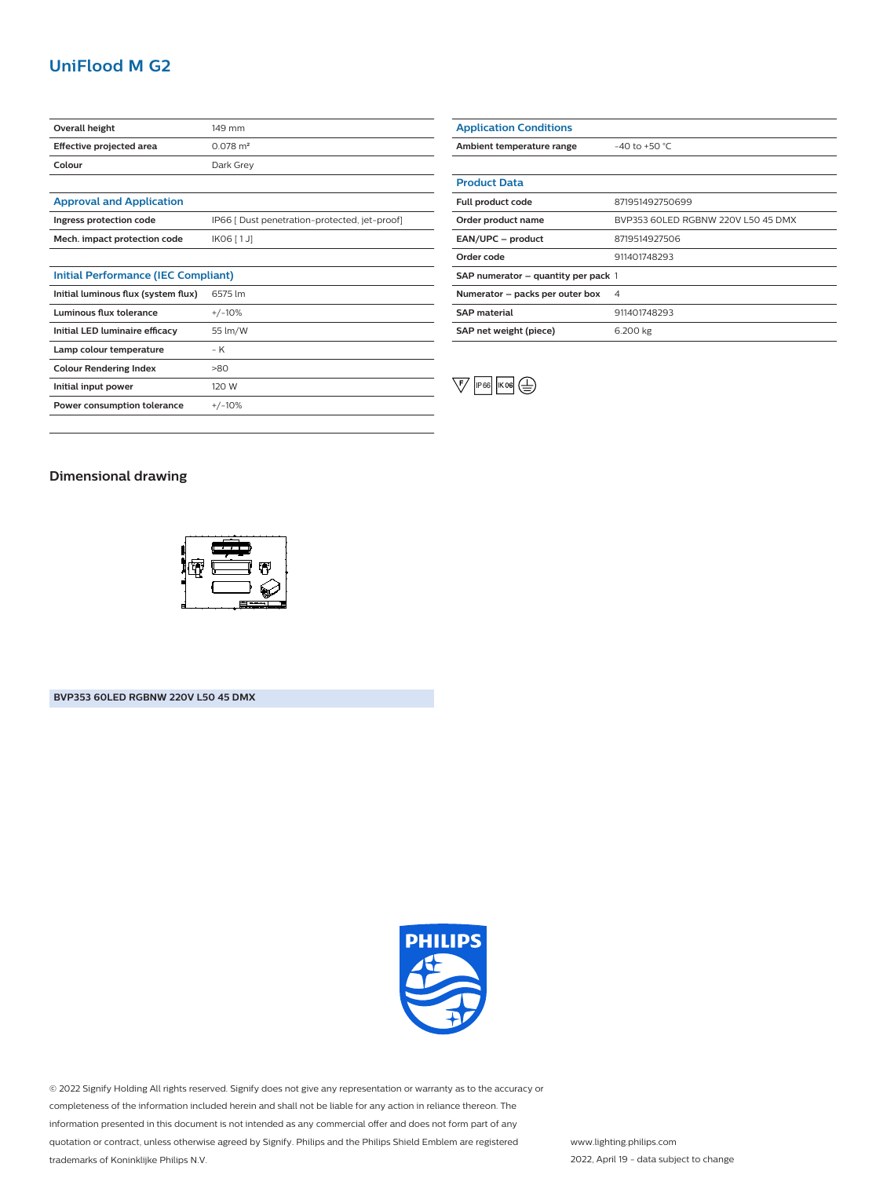# UniFlood M G2

| | |
|---|---|
| Overall height | 149 mm |
| Effective projected area | 0.078 m² |
| Colour | Dark Grey |

## Approval and Application

| | |
|---|---|
| Ingress protection code | IP66 [ Dust penetration-protected, jet-proof] |
| Mech. impact protection code | IK06 [ 1 J] |

## Initial Performance (IEC Compliant)

| | |
|---|---|
| Initial luminous flux (system flux) | 6575 lm |
| Luminous flux tolerance | +/-10% |
| Initial LED luminaire efficacy | 55 lm/W |
| Lamp colour temperature | - K |
| Colour Rendering Index | >80 |
| Initial input power | 120 W |
| Power consumption tolerance | +/-10% |

## Application Conditions

| | |
|---|---|
| Ambient temperature range | -40 to +50 °C |

## Product Data

| | |
|---|---|
| Full product code | 871951492750699 |
| Order product name | BVP353 60LED RGBNW 220V L50 45 DMX |
| EAN/UPC – product | 8719514927506 |
| Order code | 911401748293 |
| SAP numerator – quantity per pack | 1 |
| Numerator – packs per outer box | 4 |
| SAP material | 911401748293 |
| SAP net weight (piece) | 6.200 kg |

F IP66 IK06

## Dimensional drawing

BVP353 60LED RGBNW 220V L50 45 DMX

© 2022 Signify Holding All rights reserved. Signify does not give any representation or warranty as to the accuracy or completeness of the information included herein and shall not be liable for any action in reliance thereon. The information presented in this document is not intended as any commercial offer and does not form part of any quotation or contract, unless otherwise agreed by Signify. Philips and the Philips Shield Emblem are registered trademarks of Koninklijke Philips N.V.

www.lighting.philips.com

2022, April 19 - data subject to change